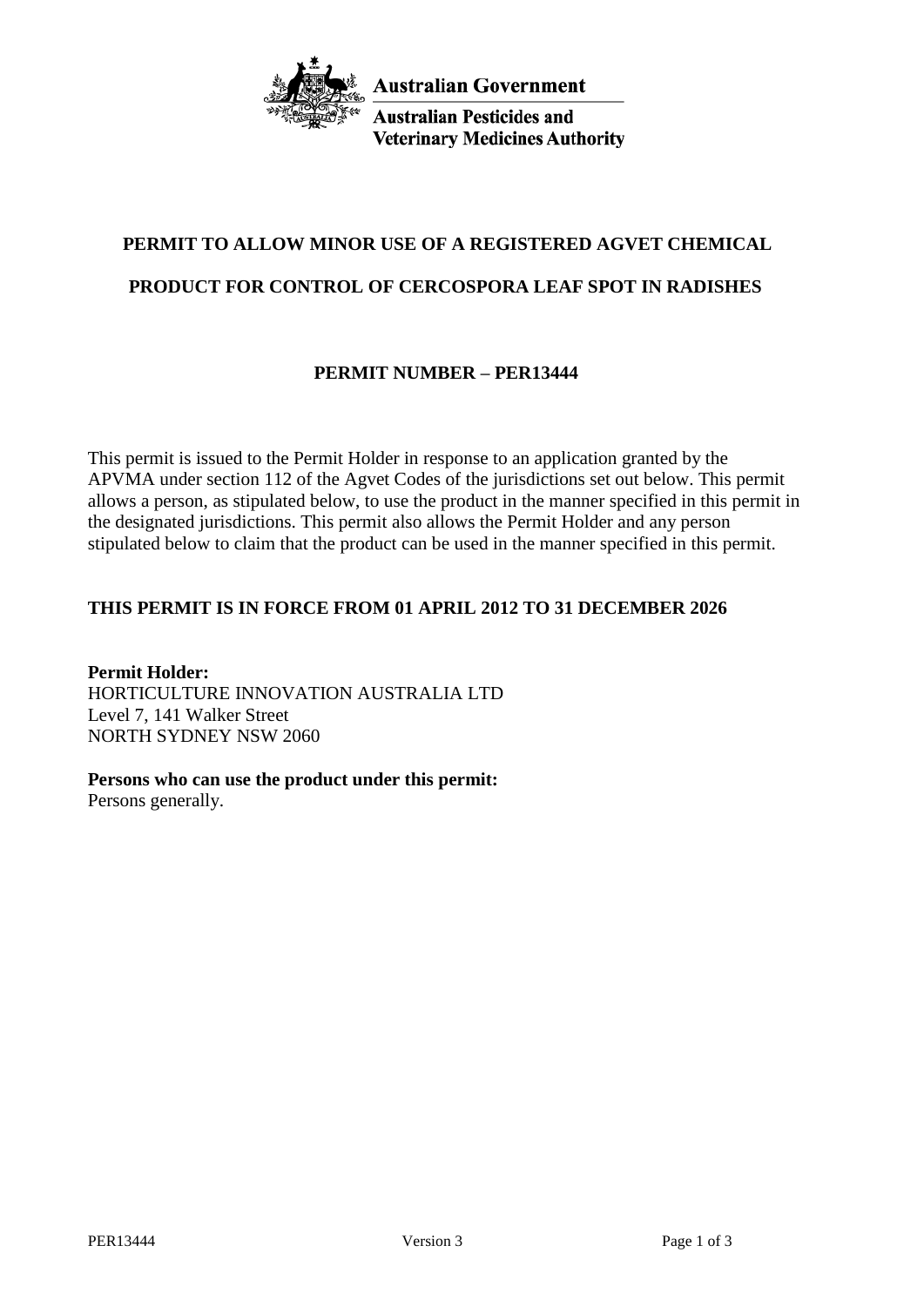Australian Government

Australian Pesticides and Veterinary Medicines Authority

# PERMIT TO ALLOW MINOR USE OF A REGISTERED AGVET CHEMICAL PRODUCT FOR CONTROL OF CERCOSPORA LEAF SPOT IN RADISHES

## PERMIT NUMBER – PER13444

This permit is issued to the Permit Holder in response to an application granted by the APVMA under section 112 of the Agvet Codes of the jurisdictions set out below. This permit allows a person, as stipulated below, to use the product in the manner specified in this permit in the designated jurisdictions. This permit also allows the Permit Holder and any person stipulated below to claim that the product can be used in the manner specified in this permit.

**THIS PERMIT IS IN FORCE FROM 01 APRIL 2012 TO 31 DECEMBER 2026**

**Permit Holder:**
HORTICULTURE INNOVATION AUSTRALIA LTD
Level 7, 141 Walker Street
NORTH SYDNEY NSW 2060

**Persons who can use the product under this permit:**
Persons generally.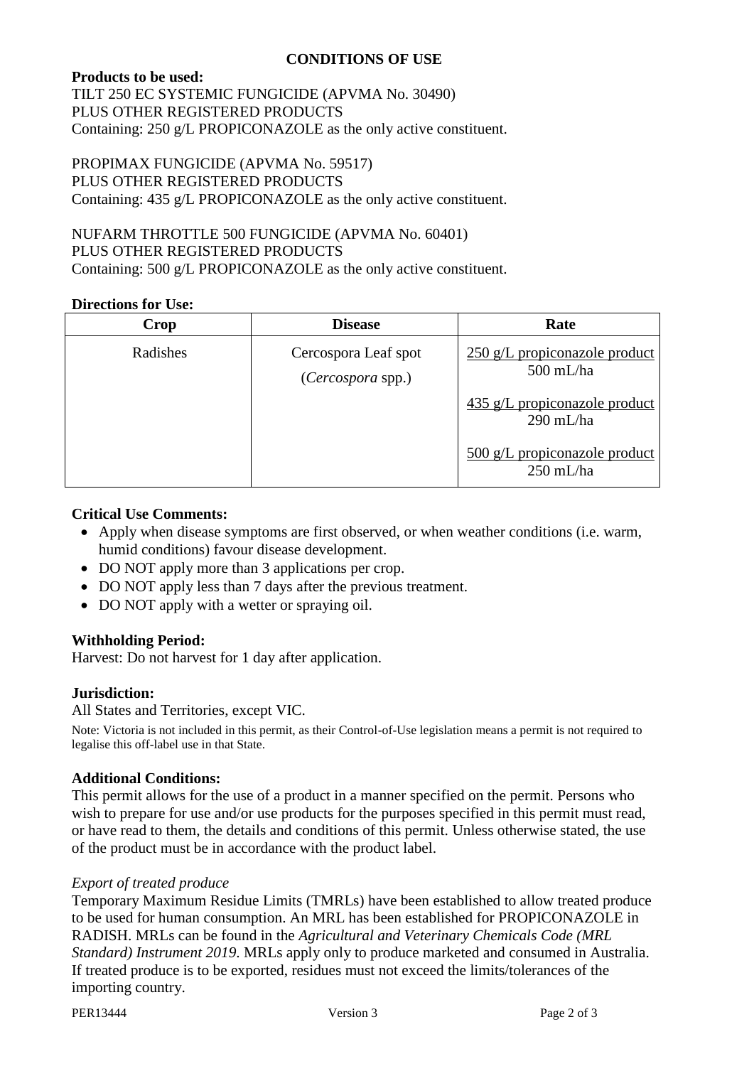## CONDITIONS OF USE

**Products to be used:**
TILT 250 EC SYSTEMIC FUNGICIDE (APVMA No. 30490)
PLUS OTHER REGISTERED PRODUCTS
Containing: 250 g/L PROPICONAZOLE as the only active constituent.

PROPIMAX FUNGICIDE (APVMA No. 59517)
PLUS OTHER REGISTERED PRODUCTS
Containing: 435 g/L PROPICONAZOLE as the only active constituent.

NUFARM THROTTLE 500 FUNGICIDE (APVMA No. 60401)
PLUS OTHER REGISTERED PRODUCTS
Containing: 500 g/L PROPICONAZOLE as the only active constituent.

**Directions for Use:**

| Crop | Disease | Rate |
|---|---|---|
| Radishes | Cercospora Leaf spot (*Cercospora* spp.) | 250 g/L propiconazole product 500 mL/ha<br><br>435 g/L propiconazole product 290 mL/ha<br><br>500 g/L propiconazole product 250 mL/ha |

**Critical Use Comments:**

- Apply when disease symptoms are first observed, or when weather conditions (i.e. warm, humid conditions) favour disease development.
- DO NOT apply more than 3 applications per crop.
- DO NOT apply less than 7 days after the previous treatment.
- DO NOT apply with a wetter or spraying oil.

**Withholding Period:**
Harvest: Do not harvest for 1 day after application.

**Jurisdiction:**
All States and Territories, except VIC.

Note: Victoria is not included in this permit, as their Control-of-Use legislation means a permit is not required to legalise this off-label use in that State.

**Additional Conditions:**
This permit allows for the use of a product in a manner specified on the permit. Persons who wish to prepare for use and/or use products for the purposes specified in this permit must read, or have read to them, the details and conditions of this permit. Unless otherwise stated, the use of the product must be in accordance with the product label.

*Export of treated produce*
Temporary Maximum Residue Limits (TMRLs) have been established to allow treated produce to be used for human consumption. An MRL has been established for PROPICONAZOLE in RADISH. MRLs can be found in the *Agricultural and Veterinary Chemicals Code (MRL Standard) Instrument 2019*. MRLs apply only to produce marketed and consumed in Australia. If treated produce is to be exported, residues must not exceed the limits/tolerances of the importing country.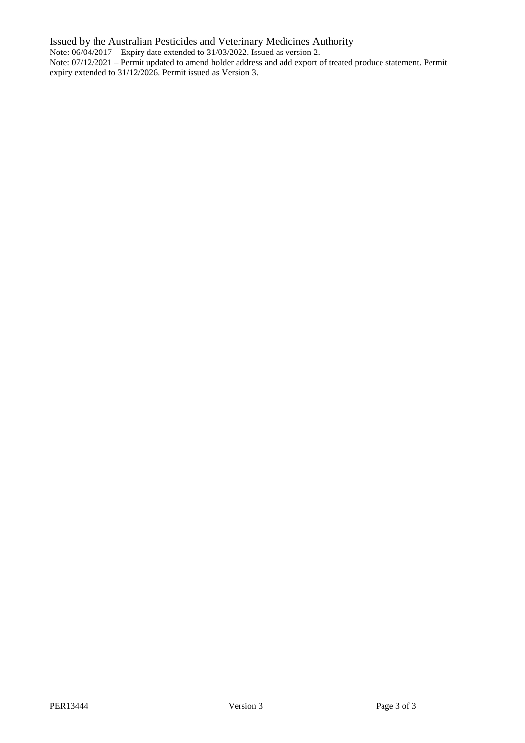Issued by the Australian Pesticides and Veterinary Medicines Authority

Note: 06/04/2017 – Expiry date extended to 31/03/2022. Issued as version 2.

Note: 07/12/2021 – Permit updated to amend holder address and add export of treated produce statement. Permit expiry extended to 31/12/2026. Permit issued as Version 3.